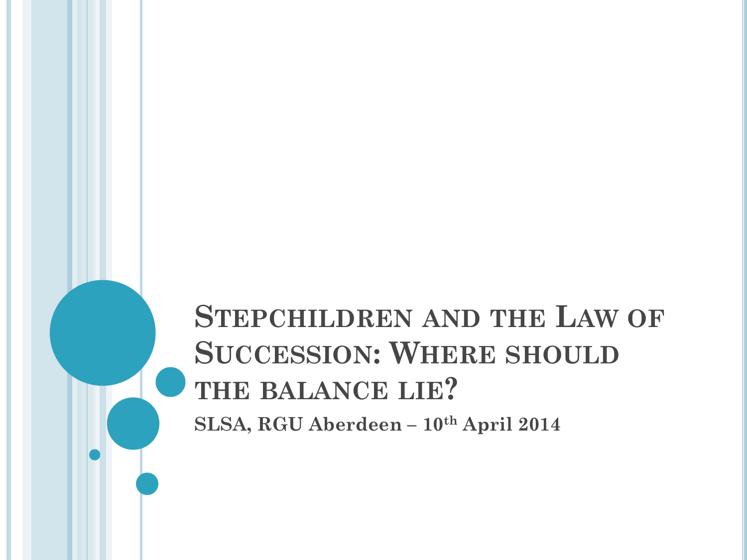# Stepchildren and the Law of Succession: Where should the balance lie?

**SLSA, RGU Aberdeen – 10th April 2014**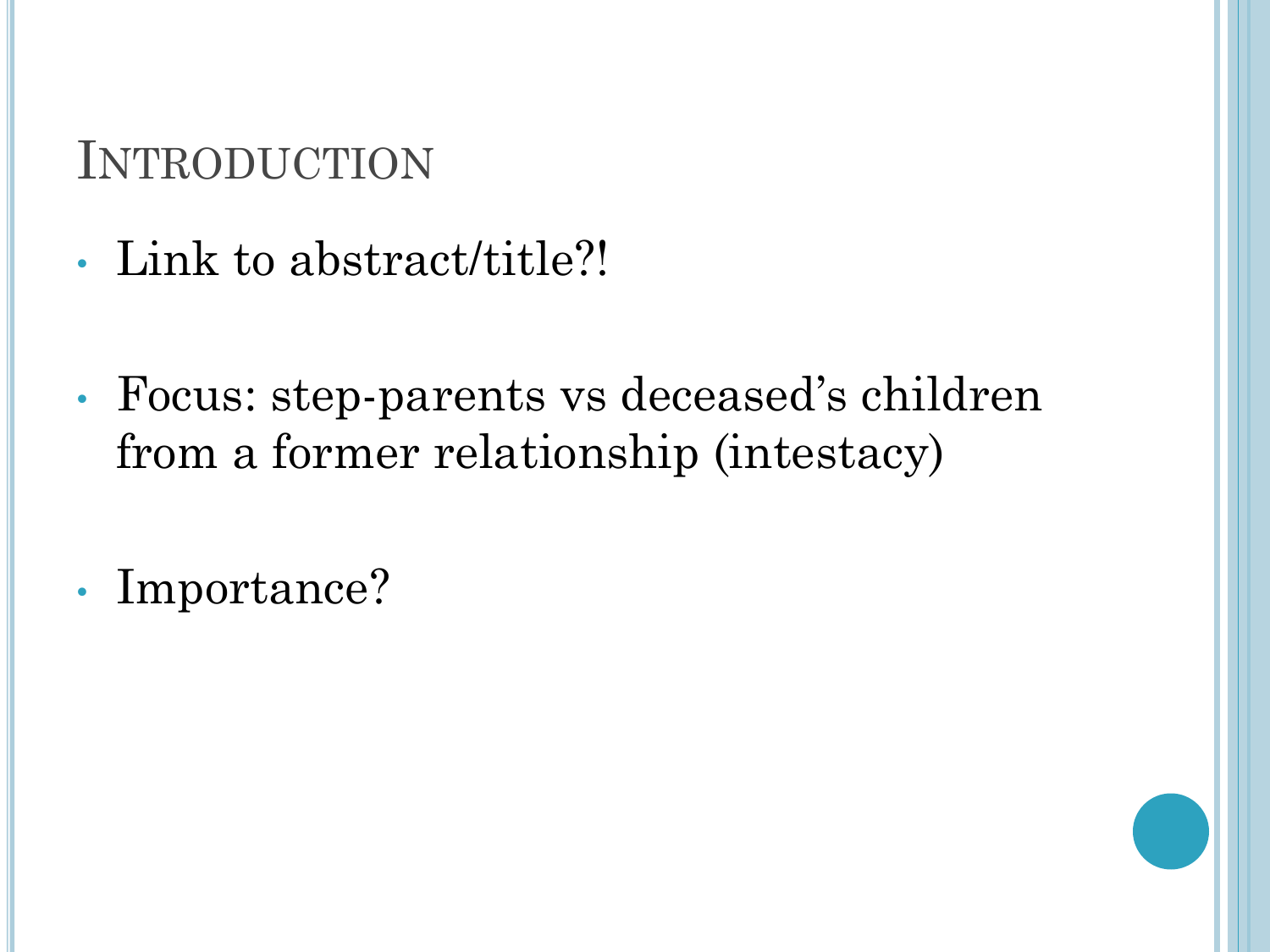# Introduction

- Link to abstract/title?!
- Focus: step-parents vs deceased's children from a former relationship (intestacy)
- Importance?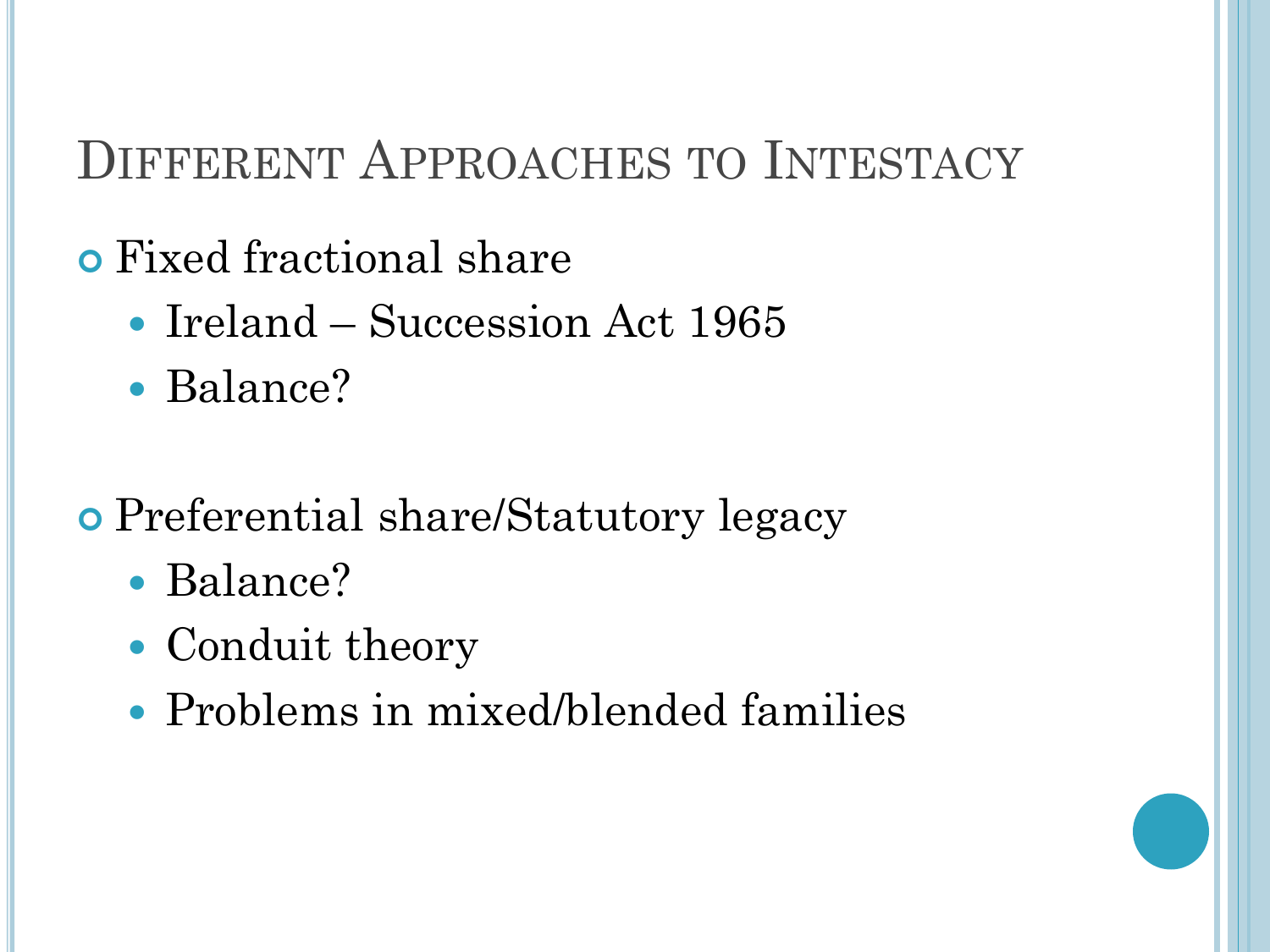# Different Approaches to Intestacy

- Fixed fractional share
  - Ireland – Succession Act 1965
  - Balance?

- Preferential share/Statutory legacy
  - Balance?
  - Conduit theory
  - Problems in mixed/blended families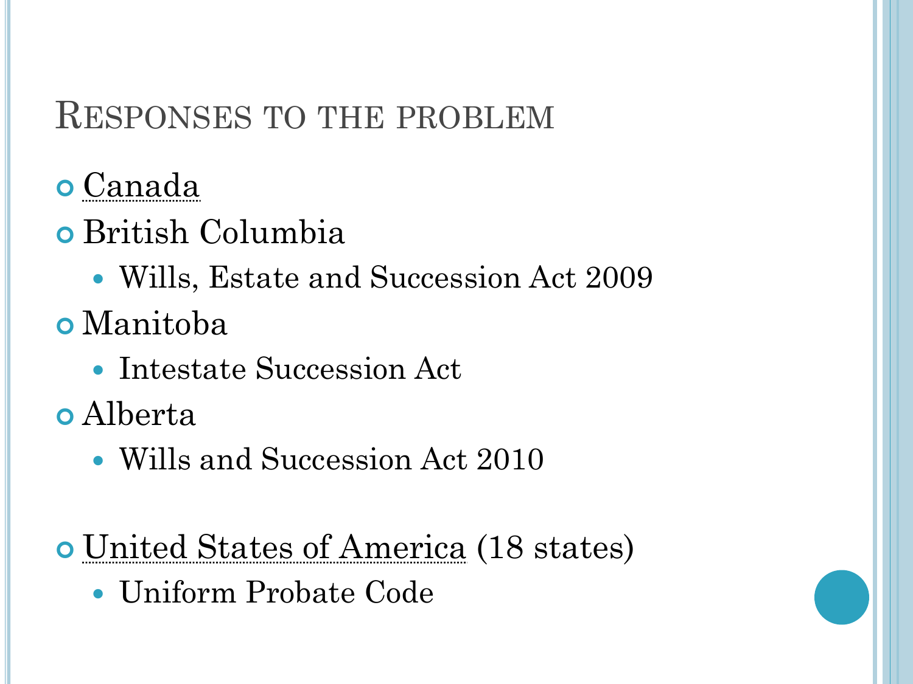## Responses to the problem

- Canada
- British Columbia
  - Wills, Estate and Succession Act 2009
- Manitoba
  - Intestate Succession Act
- Alberta
  - Wills and Succession Act 2010

- United States of America (18 states)
  - Uniform Probate Code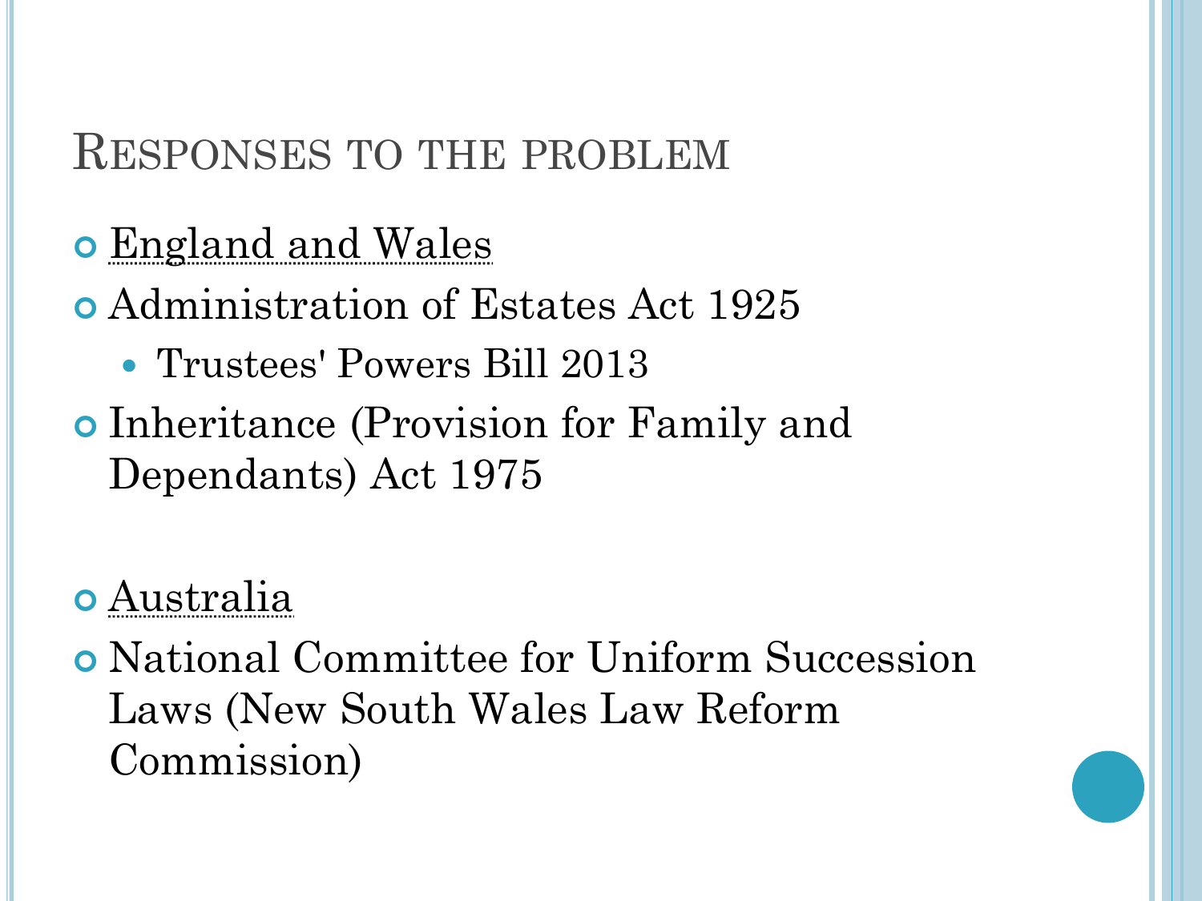# Responses to the problem

- England and Wales
- Administration of Estates Act 1925
  - Trustees' Powers Bill 2013
- Inheritance (Provision for Family and Dependants) Act 1975

- Australia
- National Committee for Uniform Succession Laws (New South Wales Law Reform Commission)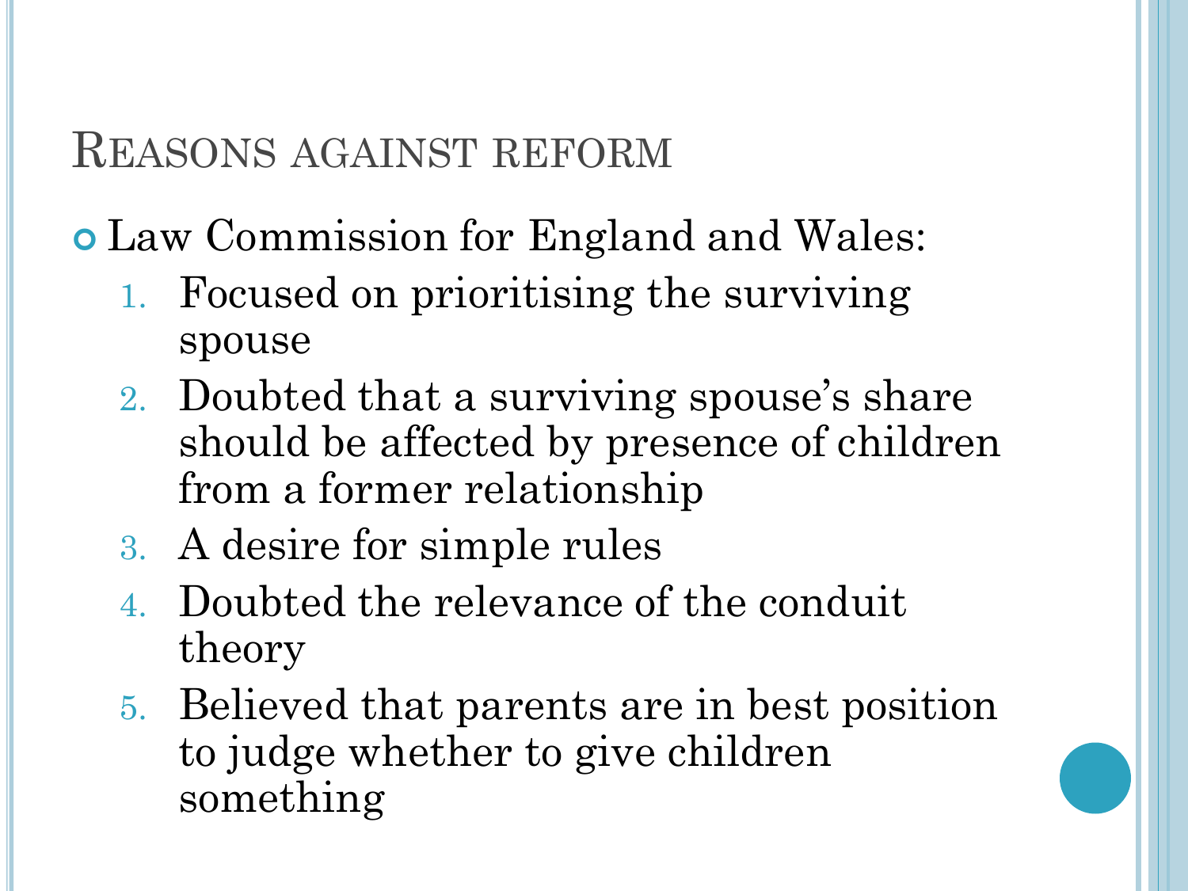## Reasons against reform

- Law Commission for England and Wales:
  1. Focused on prioritising the surviving spouse
  2. Doubted that a surviving spouse's share should be affected by presence of children from a former relationship
  3. A desire for simple rules
  4. Doubted the relevance of the conduit theory
  5. Believed that parents are in best position to judge whether to give children something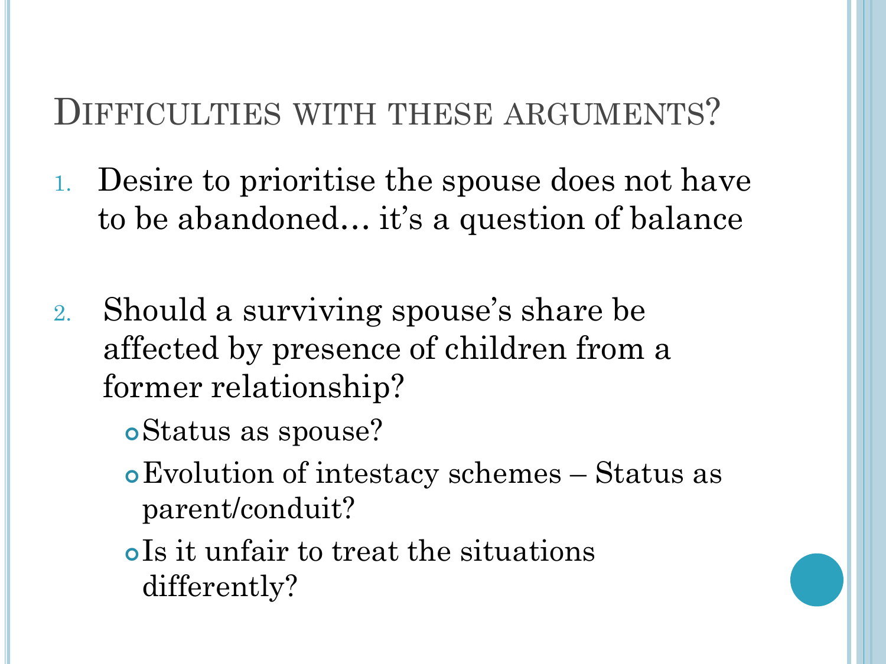## Difficulties with these arguments?

1. Desire to prioritise the spouse does not have to be abandoned… it's a question of balance

2. Should a surviving spouse's share be affected by presence of children from a former relationship?
   - Status as spouse?
   - Evolution of intestacy schemes – Status as parent/conduit?
   - Is it unfair to treat the situations differently?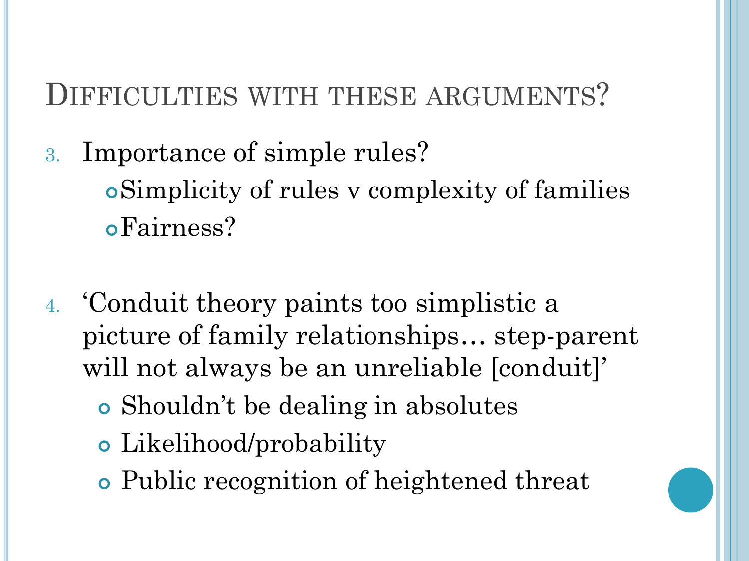# Difficulties with these arguments?

3. Importance of simple rules?
   - Simplicity of rules v complexity of families
   - Fairness?

4. 'Conduit theory paints too simplistic a picture of family relationships… step-parent will not always be an unreliable [conduit]'
   - Shouldn't be dealing in absolutes
   - Likelihood/probability
   - Public recognition of heightened threat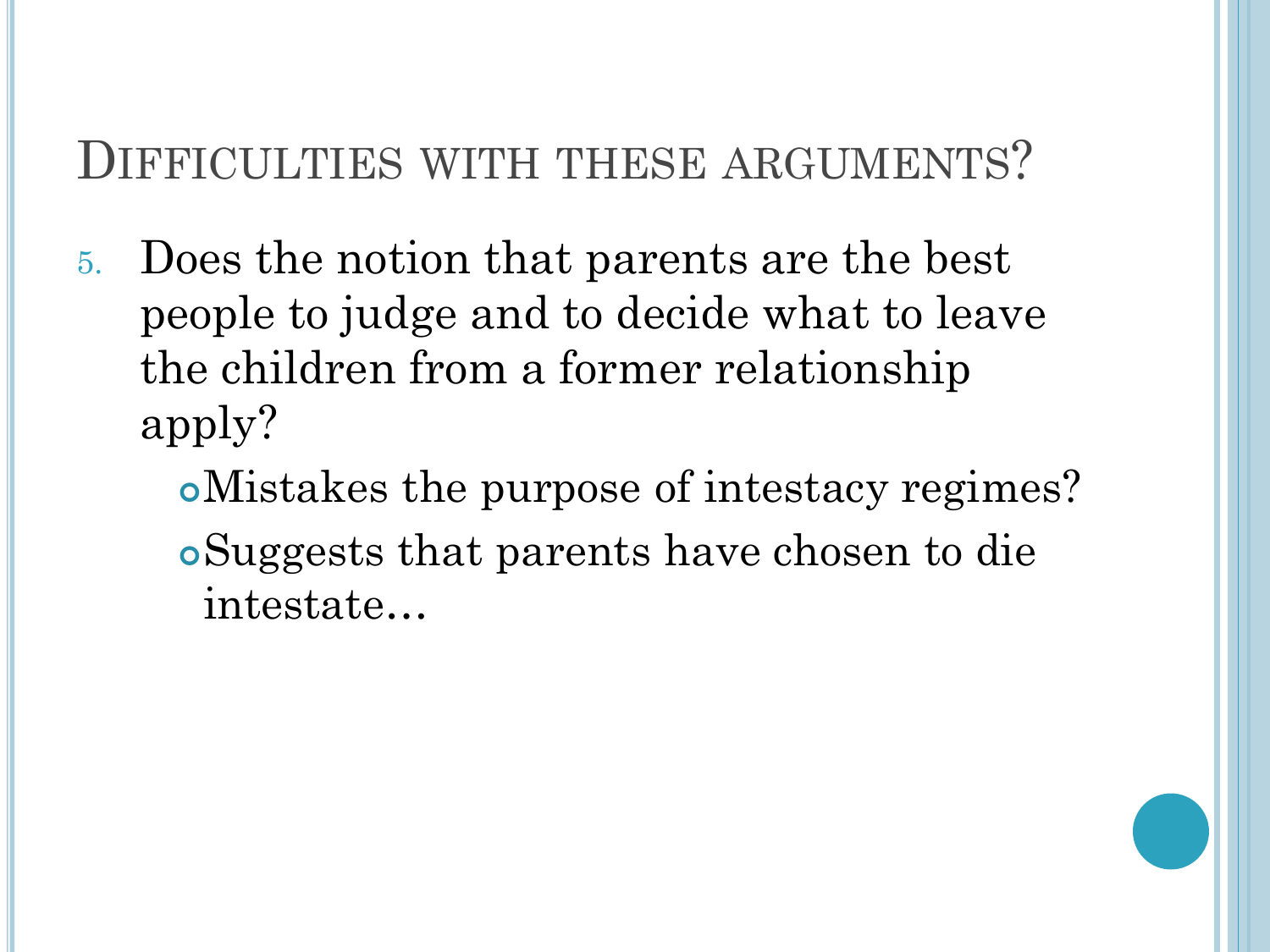## Difficulties with these arguments?

5. Does the notion that parents are the best people to judge and to decide what to leave the children from a former relationship apply?
   - Mistakes the purpose of intestacy regimes?
   - Suggests that parents have chosen to die intestate…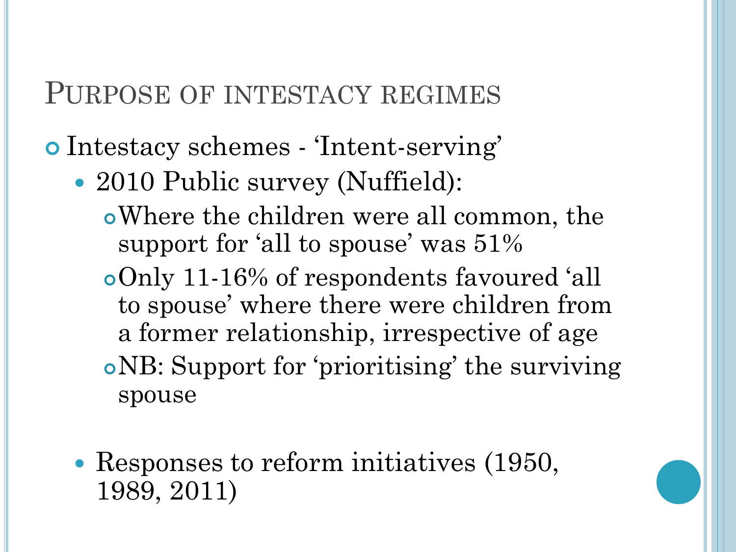# Purpose of intestacy regimes

- Intestacy schemes - 'Intent-serving'
  - 2010 Public survey (Nuffield):
    - Where the children were all common, the support for 'all to spouse' was 51%
    - Only 11-16% of respondents favoured 'all to spouse' where there were children from a former relationship, irrespective of age
    - NB: Support for 'prioritising' the surviving spouse
  - Responses to reform initiatives (1950, 1989, 2011)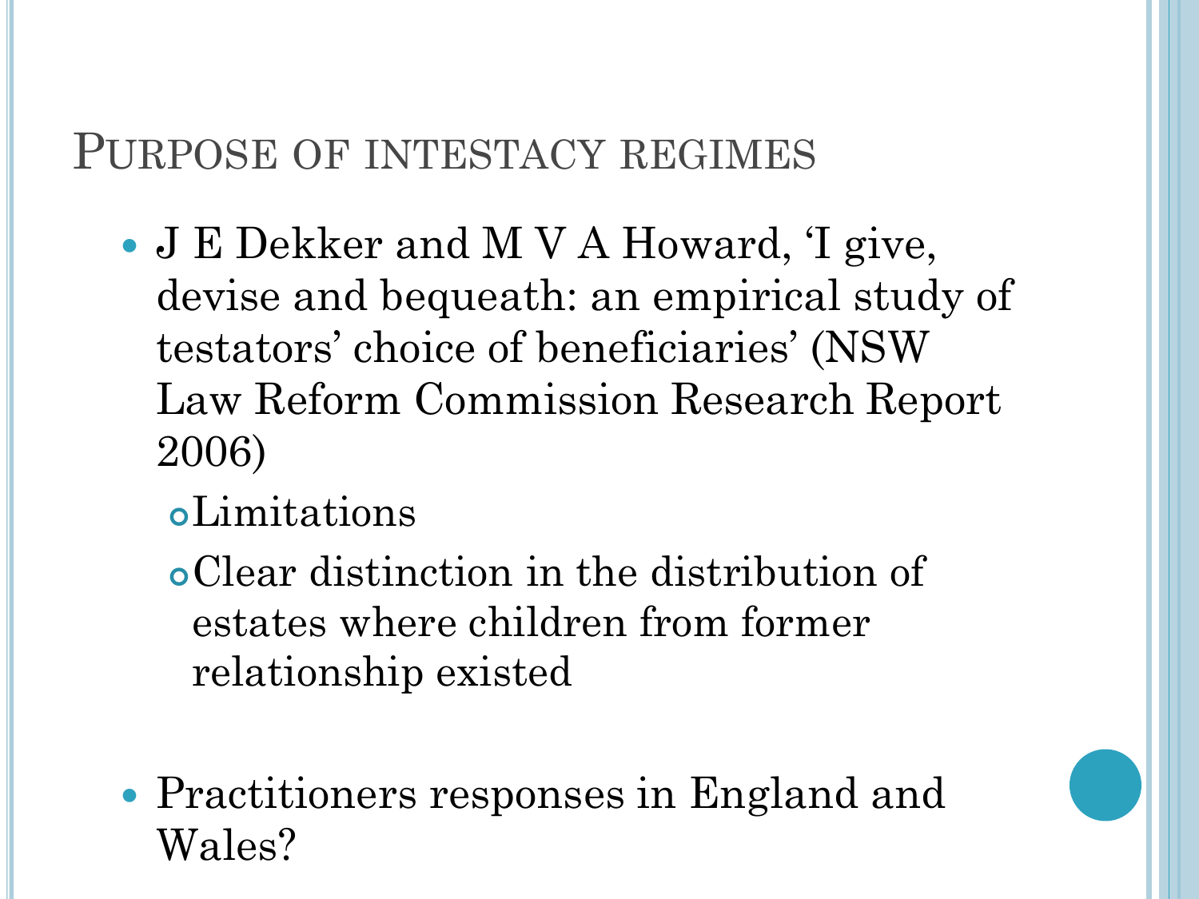# Purpose of intestacy regimes

- J E Dekker and M V A Howard, 'I give, devise and bequeath: an empirical study of testators' choice of beneficiaries' (NSW Law Reform Commission Research Report 2006)
  - Limitations
  - Clear distinction in the distribution of estates where children from former relationship existed

- Practitioners responses in England and Wales?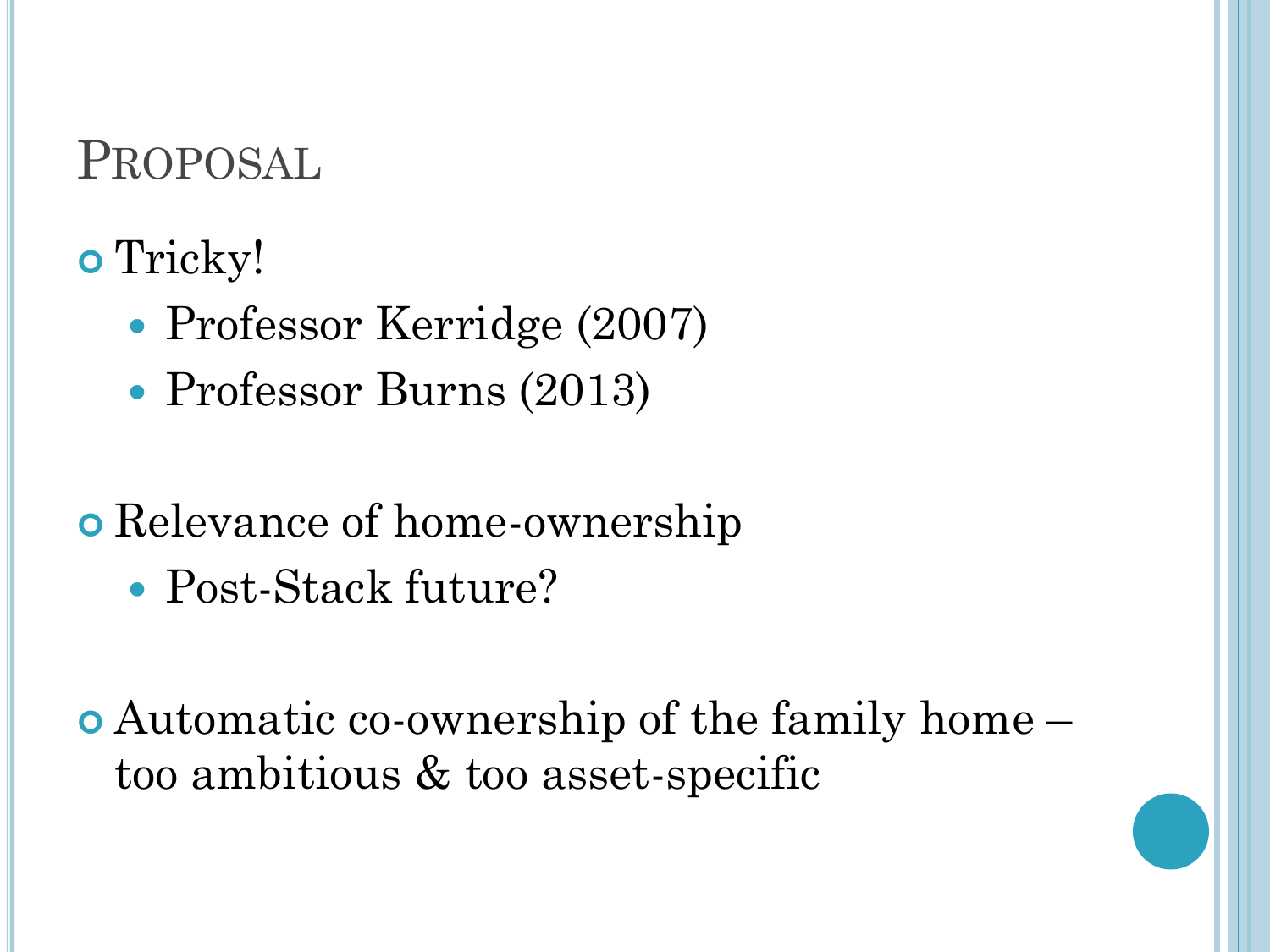# Proposal

- Tricky!
  - Professor Kerridge (2007)
  - Professor Burns (2013)

- Relevance of home-ownership
  - Post-Stack future?

- Automatic co-ownership of the family home – too ambitious & too asset-specific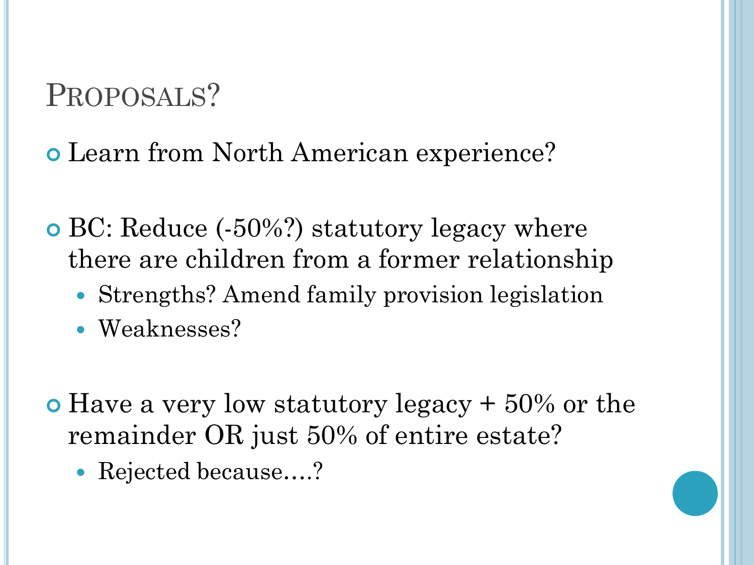# Proposals?

- Learn from North American experience?

- BC: Reduce (-50%?) statutory legacy where there are children from a former relationship
  - Strengths? Amend family provision legislation
  - Weaknesses?

- Have a very low statutory legacy + 50% or the remainder OR just 50% of entire estate?
  - Rejected because….?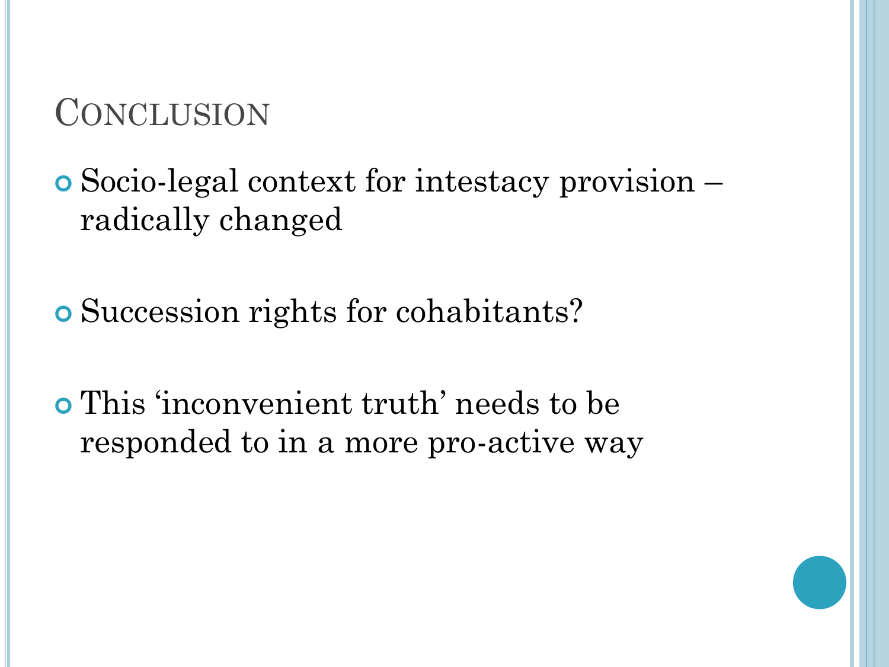# Conclusion

- Socio-legal context for intestacy provision – radically changed
- Succession rights for cohabitants?
- This 'inconvenient truth' needs to be responded to in a more pro-active way